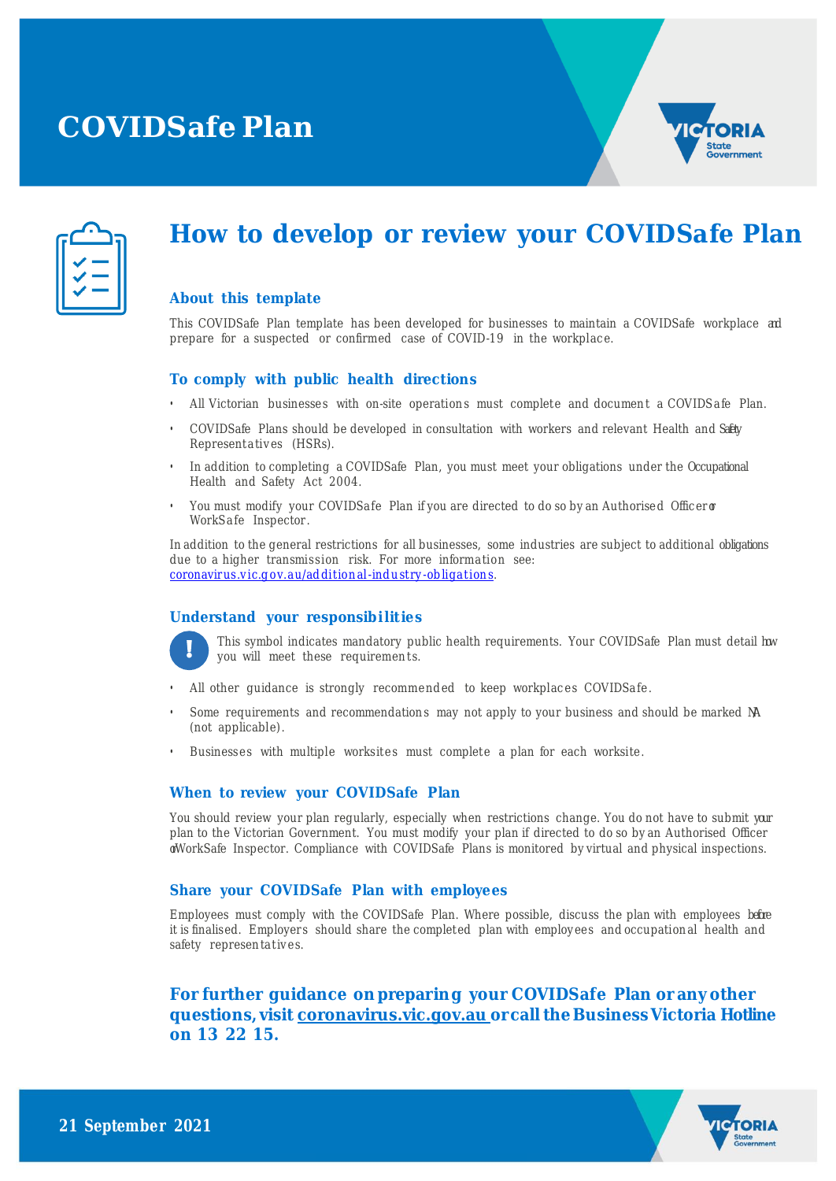# COVIDSafe Plan

## How to develop or review your COVIDSafe Plan

### About this template

This COVIDSafe Plan template has been developed for businesses to maintain a COVIDSafe workplace and prepare for a suspected or confirmed case of COVID-19 in the workplace.

### To comply with public health directions

- All Victorian businesses with on-site operations must complete and document a COVIDSafe Plan.
- COVIDSafe Plans should be developed in consultation with workers and relevant Health and Safety Representatives (HSRs).
- In addition to completing a COVIDSafe Plan, you must meet your obligations under the Occupational Health and Safety Act 2004.
- You must modify your COVIDSafe Plan if you are directed to do so by an Authorised Officer or WorkSafe Inspector.

In addition to the general restrictions for all businesses, some industries are subject to additional obligations due to a higher transmission risk. For more information see: coronavirus.vic.gov.au/additional-industry-obligations.

### Understand your responsibilities

**!** This symbol indicates mandatory public health requirements. Your COVIDSafe Plan must detail how you will meet these requirements.

- All other guidance is strongly recommended to keep workplaces COVIDSafe.
- Some requirements and recommendations may not apply to your business and should be marked NA (not applicable).
- Businesses with multiple worksites must complete a plan for each worksite.

### When to review your COVIDSafe Plan

You should review your plan regularly, especially when restrictions change. You do not have to submit your plan to the Victorian Government. You must modify your plan if directed to do so by an Authorised Officer or WorkSafe Inspector. Compliance with COVIDSafe Plans is monitored by virtual and physical inspections.

### Share your COVIDSafe Plan with employees

Employees must comply with the COVIDSafe Plan. Where possible, discuss the plan with employees before it is finalised. Employers should share the completed plan with employees and occupational health and safety representatives.

**For further guidance on preparing your COVIDSafe Plan or any other questions, visit coronavirus.vic.gov.au or call the Business Victoria Hotline on 13 22 15.**

21 September 2021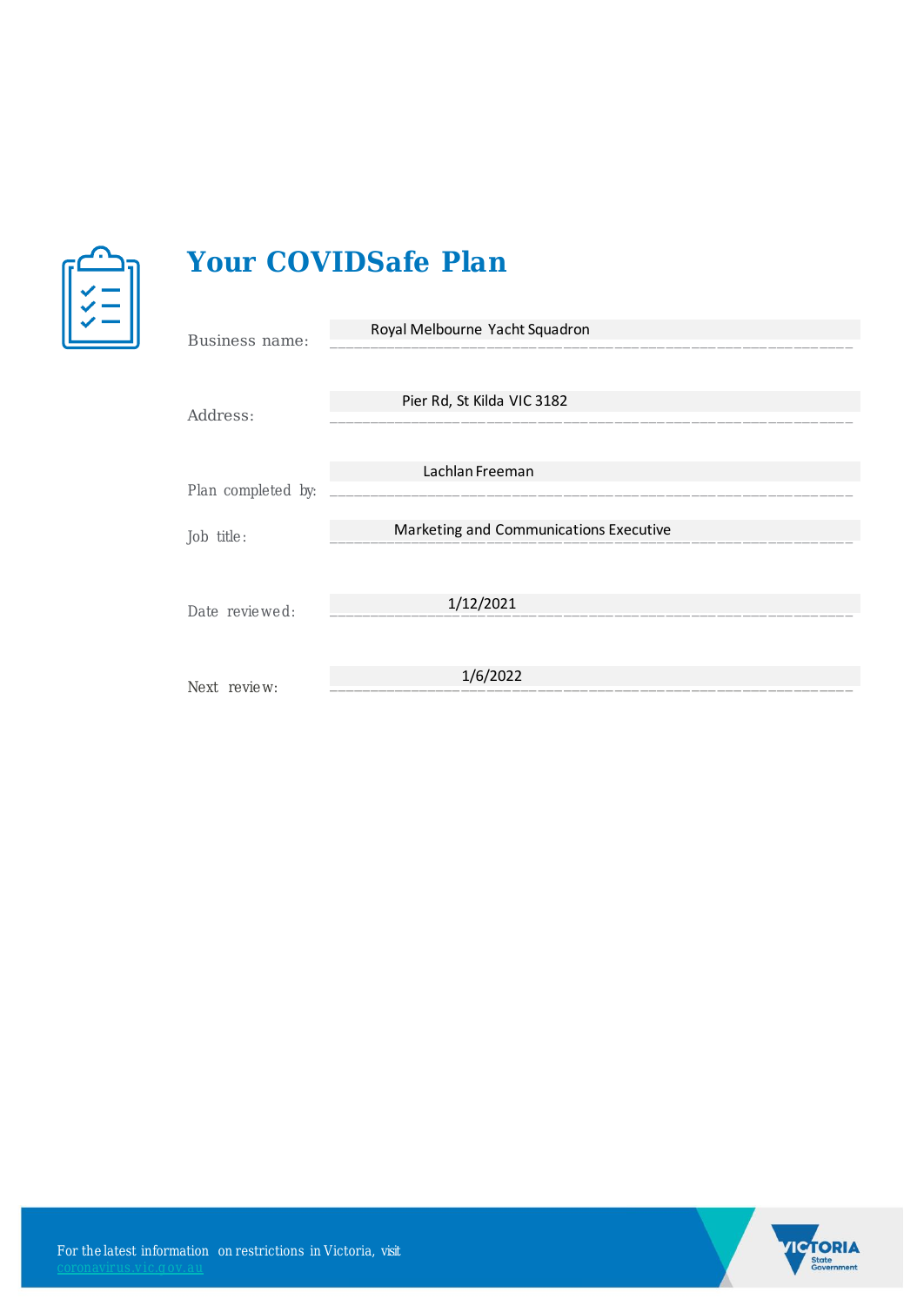# Your COVIDSafe Plan

| | |
|---|---|
| Business name: | Royal Melbourne Yacht Squadron |
| Address: | Pier Rd, St Kilda VIC 3182 |
| Plan completed by: | Lachlan Freeman |
| Job title: | Marketing and Communications Executive |
| Date reviewed: | 1/12/2021 |
| Next review: | 1/6/2022 |

For the latest information on restrictions in Victoria, visit coronavirus.vic.gov.au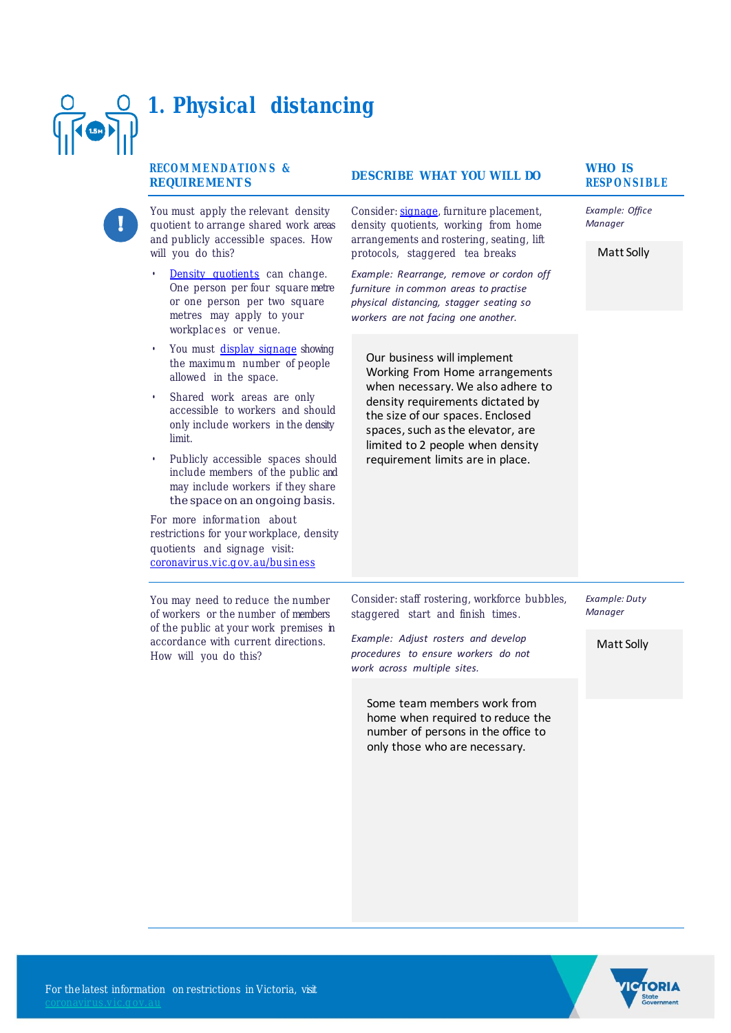# 1. Physical distancing

| RECOMMENDATIONS & REQUIREMENTS | DESCRIBE WHAT YOU WILL DO | WHO IS RESPONSIBLE |
|---|---|---|
| You must apply the relevant density quotient to arrange shared work areas and publicly accessible spaces. How will you do this?<br>• Density quotients can change. One person per four square metre or one person per two square metres may apply to your workplaces or venue.<br>• You must display signage showing the maximum number of people allowed in the space.<br>• Shared work areas are only accessible to workers and should only include workers in the density limit.<br>• Publicly accessible spaces should include members of the public and may include workers if they share the space on an ongoing basis.<br>For more information about restrictions for your workplace, density quotients and signage visit: coronavirus.vic.gov.au/business | Consider: signage, furniture placement, density quotients, working from home arrangements and rostering, seating, lift protocols, staggered tea breaks<br>*Example: Rearrange, remove or cordon off furniture in common areas to practise physical distancing, stagger seating so workers are not facing one another.*<br>Our business will implement Working From Home arrangements when necessary. We also adhere to density requirements dictated by the size of our spaces. Enclosed spaces, such as the elevator, are limited to 2 people when density requirement limits are in place. | *Example: Office Manager*<br>Matt Solly |
| You may need to reduce the number of workers or the number of members of the public at your work premises in accordance with current directions. How will you do this? | Consider: staff rostering, workforce bubbles, staggered start and finish times.<br>*Example: Adjust rosters and develop procedures to ensure workers do not work across multiple sites.*<br>Some team members work from home when required to reduce the number of persons in the office to only those who are necessary. | *Example: Duty Manager*<br>Matt Solly |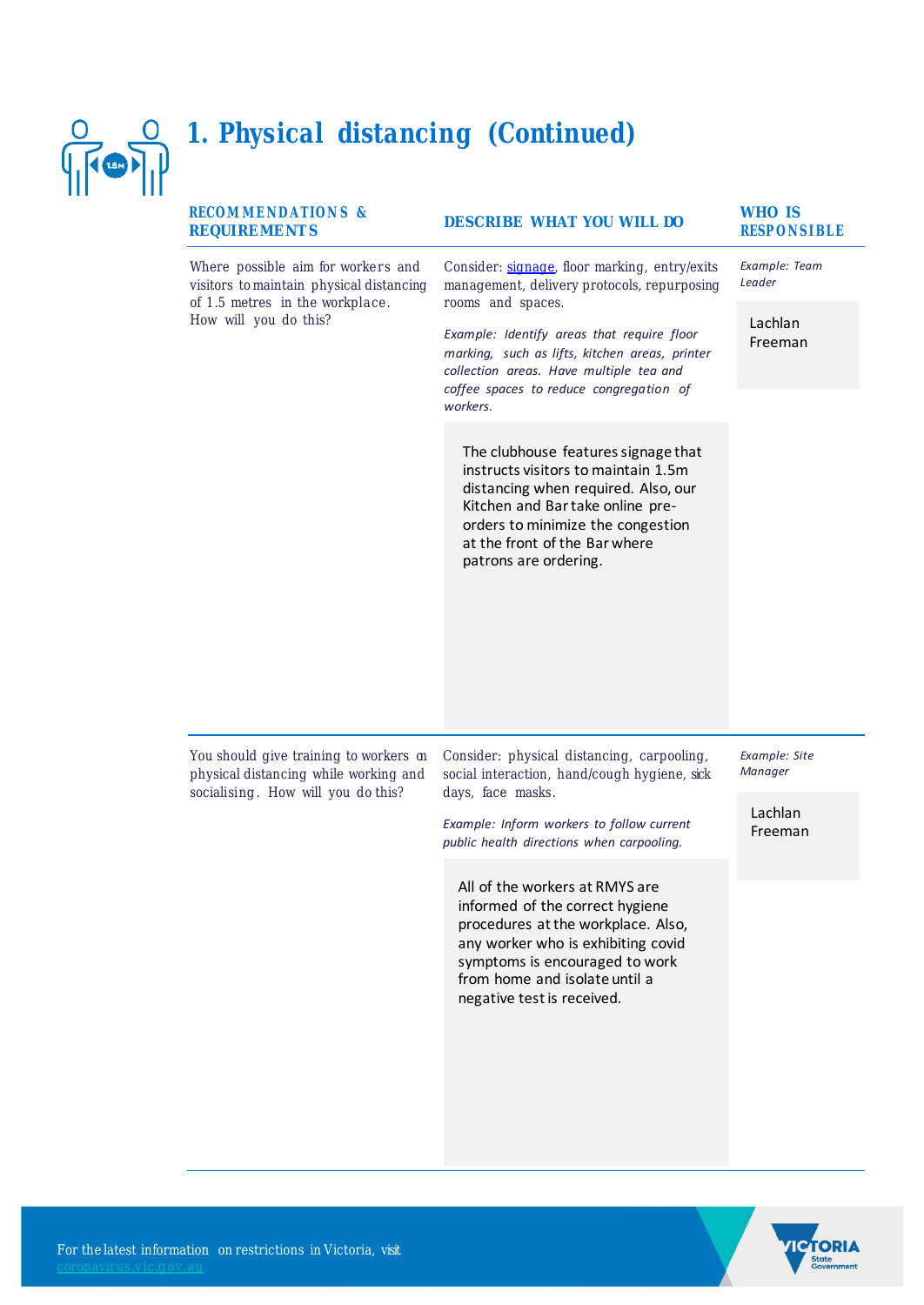# 1. Physical distancing (Continued)

| RECOMMENDATIONS & REQUIREMENTS | DESCRIBE WHAT YOU WILL DO | WHO IS RESPONSIBLE |
| --- | --- | --- |
| Where possible aim for workers and visitors to maintain physical distancing of 1.5 metres in the workplace. How will you do this? | Consider: signage, floor marking, entry/exits management, delivery protocols, repurposing rooms and spaces.<br><br>*Example: Identify areas that require floor marking, such as lifts, kitchen areas, printer collection areas. Have multiple tea and coffee spaces to reduce congregation of workers.*<br><br>The clubhouse features signage that instructs visitors to maintain 1.5m distancing when required. Also, our Kitchen and Bar take online pre-orders to minimize the congestion at the front of the Bar where patrons are ordering. | *Example: Team Leader*<br><br>Lachlan Freeman |
| You should give training to workers on physical distancing while working and socialising. How will you do this? | Consider: physical distancing, carpooling, social interaction, hand/cough hygiene, sick days, face masks.<br><br>*Example: Inform workers to follow current public health directions when carpooling.*<br><br>All of the workers at RMYS are informed of the correct hygiene procedures at the workplace. Also, any worker who is exhibiting covid symptoms is encouraged to work from home and isolate until a negative test is received. | *Example: Site Manager*<br><br>Lachlan Freeman |

For the latest information on restrictions in Victoria, visit coronavirus.vic.gov.au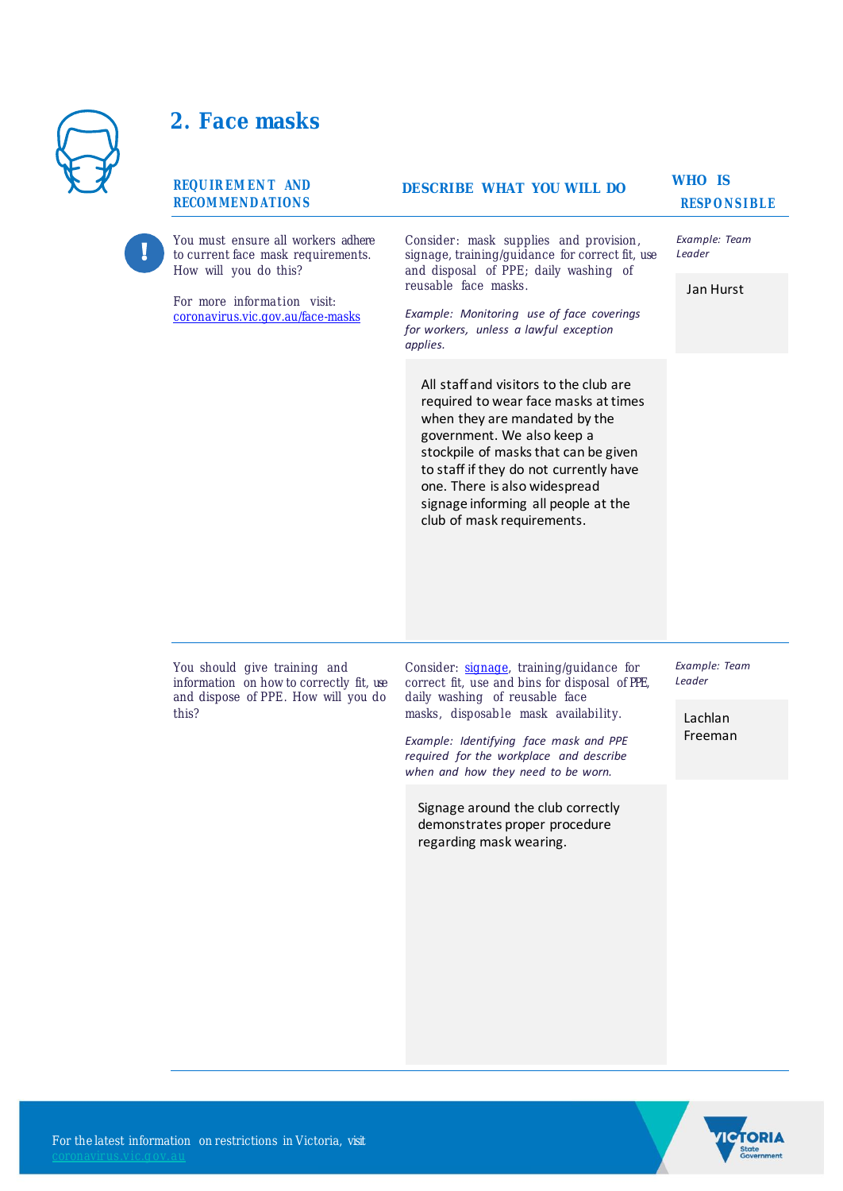## 2. Face masks

| REQUIREMENT AND RECOMMENDATIONS | DESCRIBE WHAT YOU WILL DO | WHO IS RESPONSIBLE |
|---|---|---|
| You must ensure all workers adhere to current face mask requirements. How will you do this?<br><br>For more information visit: [coronavirus.vic.gov.au/face-masks](coronavirus.vic.gov.au/face-masks) | Consider: mask supplies and provision, signage, training/guidance for correct fit, use and disposal of PPE; daily washing of reusable face masks.<br><br>*Example: Monitoring use of face coverings for workers, unless a lawful exception applies.*<br><br>All staff and visitors to the club are required to wear face masks at times when they are mandated by the government. We also keep a stockpile of masks that can be given to staff if they do not currently have one. There is also widespread signage informing all people at the club of mask requirements. | *Example: Team Leader*<br><br>Jan Hurst |
| You should give training and information on how to correctly fit, use and dispose of PPE. How will you do this? | Consider: [signage](signage), training/guidance for correct fit, use and bins for disposal of PPE, daily washing of reusable face masks, disposable mask availability.<br><br>*Example: Identifying face mask and PPE required for the workplace and describe when and how they need to be worn.*<br><br>Signage around the club correctly demonstrates proper procedure regarding mask wearing. | *Example: Team Leader*<br><br>Lachlan Freeman |

For the latest information on restrictions in Victoria, visit [coronavirus.vic.gov.au](coronavirus.vic.gov.au)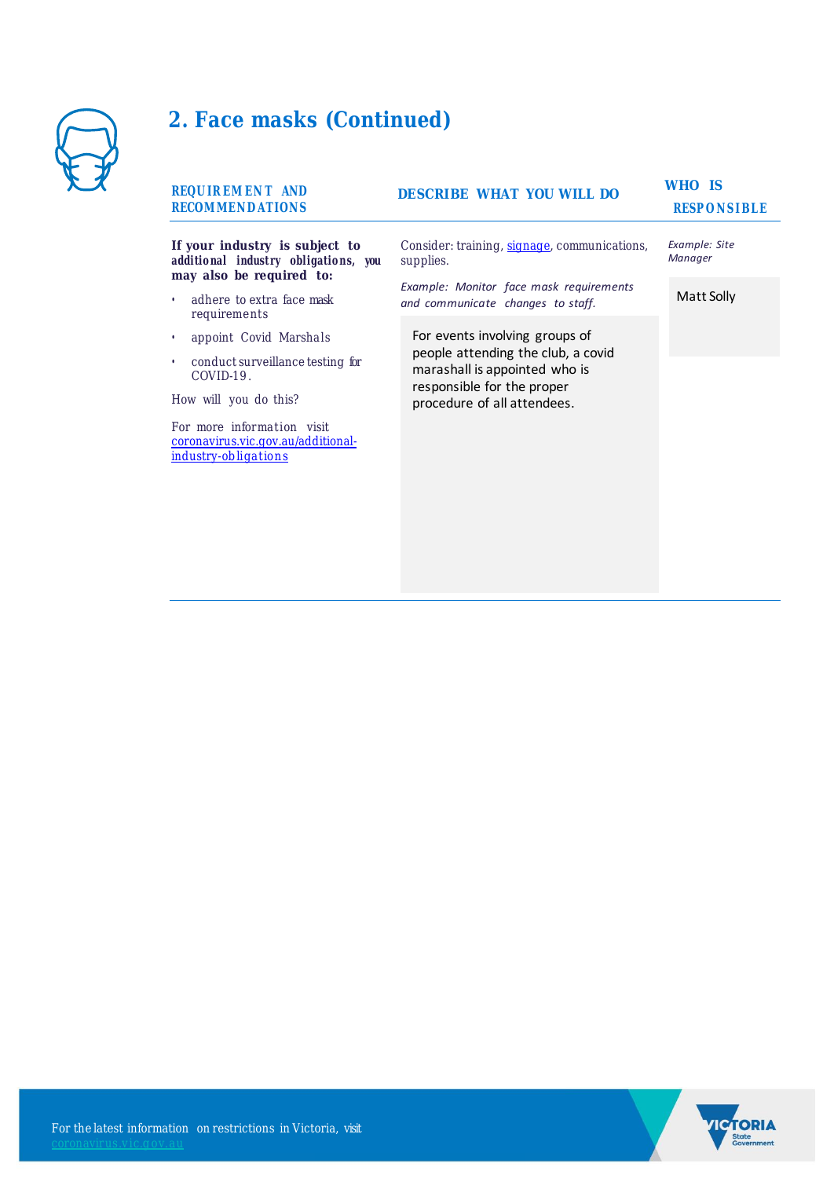## 2. Face masks (Continued)

| REQUIREMENT AND RECOMMENDATIONS | DESCRIBE WHAT YOU WILL DO | WHO IS RESPONSIBLE |
|---|---|---|
| **If your industry is subject to additional industry obligations, you may also be required to:**<br>• adhere to extra face mask requirements<br>• appoint Covid Marshals<br>• conduct surveillance testing for COVID-19.<br>How will you do this?<br>For more information visit [coronavirus.vic.gov.au/additional-industry-obligations](coronavirus.vic.gov.au/additional-industry-obligations) | Consider: training, [signage](signage), communications, supplies.<br>*Example: Monitor face mask requirements and communicate changes to staff.*<br>For events involving groups of people attending the club, a covid marashall is appointed who is responsible for the proper procedure of all attendees. | *Example: Site Manager*<br>Matt Solly |

For the latest information on restrictions in Victoria, visit coronavirus.vic.gov.au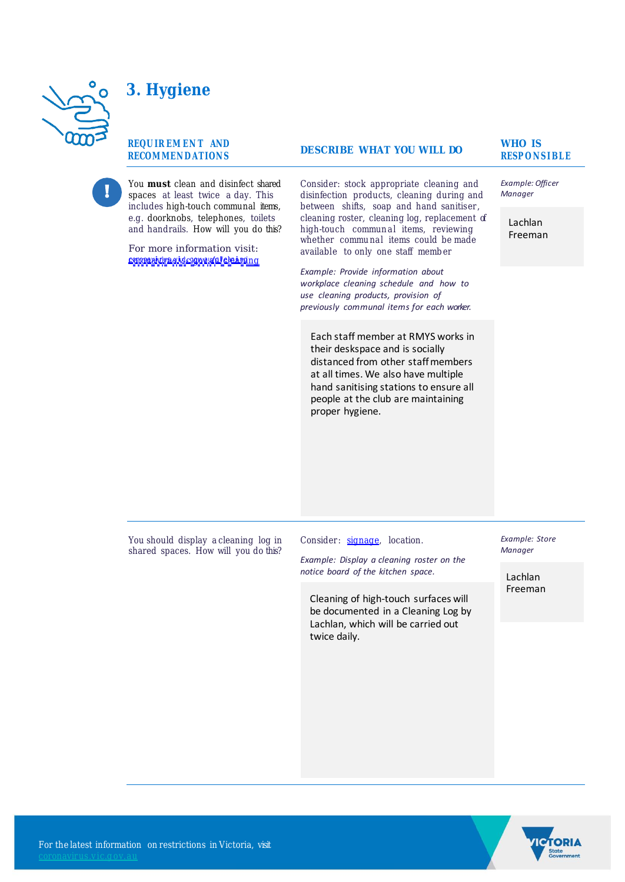# 3. Hygiene

| REQUIREMENT AND RECOMMENDATIONS | DESCRIBE WHAT YOU WILL DO | WHO IS RESPONSIBLE |
| --- | --- | --- |
| You **must** clean and disinfect shared spaces at least twice a day. This includes high-touch communal items, e.g. doorknobs, telephones, toilets and handrails. How will you do this?<br><br>For more information visit: coronavirus.vic.gov.au/cleaning | Consider: stock appropriate cleaning and disinfection products, cleaning during and between shifts, soap and hand sanitiser, cleaning roster, cleaning log, replacement of high-touch communal items, reviewing whether communal items could be made available to only one staff member<br><br>*Example: Provide information about workplace cleaning schedule and how to use cleaning products, provision of previously communal items for each worker.*<br><br>Each staff member at RMYS works in their deskspace and is socially distanced from other staff members at all times. We also have multiple hand sanitising stations to ensure all people at the club are maintaining proper hygiene. | *Example: Officer Manager*<br><br>Lachlan Freeman |
| You should display a cleaning log in shared spaces. How will you do this? | Consider: signage, location.<br><br>*Example: Display a cleaning roster on the notice board of the kitchen space.*<br><br>Cleaning of high-touch surfaces will be documented in a Cleaning Log by Lachlan, which will be carried out twice daily. | *Example: Store Manager*<br><br>Lachlan Freeman |

For the latest information on restrictions in Victoria, visit coronavirus.vic.gov.au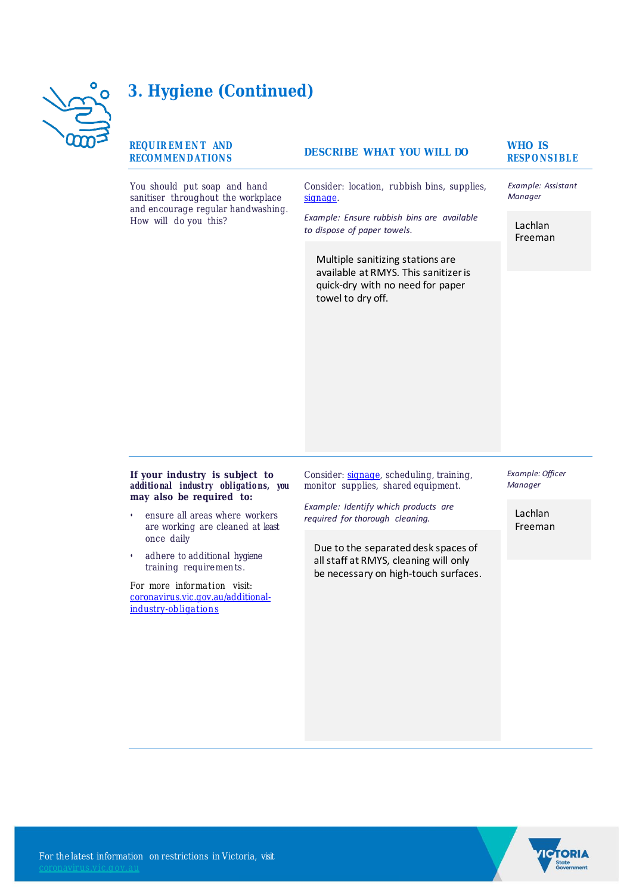## 3. Hygiene (Continued)

| REQUIREMENT AND RECOMMENDATIONS | DESCRIBE WHAT YOU WILL DO | WHO IS RESPONSIBLE |
|---|---|---|
| You should put soap and hand sanitiser throughout the workplace and encourage regular handwashing. How will do you this? | Consider: location, rubbish bins, supplies, signage.<br><br>*Example: Ensure rubbish bins are available to dispose of paper towels.*<br><br>Multiple sanitizing stations are available at RMYS. This sanitizer is quick-dry with no need for paper towel to dry off. | *Example: Assistant Manager*<br><br>Lachlan Freeman |
| **If your industry is subject to additional industry obligations, you may also be required to:**<br><br>• ensure all areas where workers are working are cleaned at least once daily<br>• adhere to additional hygiene training requirements.<br><br>For more information visit: coronavirus.vic.gov.au/additional-industry-obligations | Consider: signage, scheduling, training, monitor supplies, shared equipment.<br><br>*Example: Identify which products are required for thorough cleaning.*<br><br>Due to the separated desk spaces of all staff at RMYS, cleaning will only be necessary on high-touch surfaces. | *Example: Officer Manager*<br><br>Lachlan Freeman |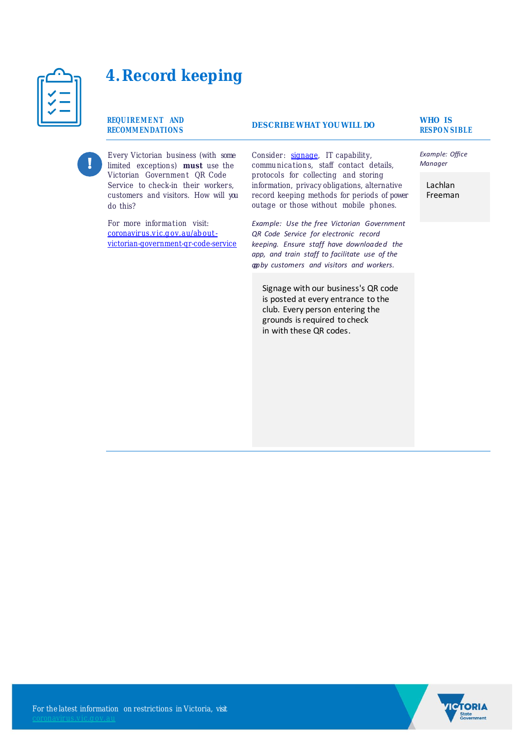# 4. Record keeping

| REQUIREMENT AND RECOMMENDATIONS | DESCRIBE WHAT YOU WILL DO | WHO IS RESPONSIBLE |
|---|---|---|
| Every Victorian business (with some limited exceptions) **must** use the Victorian Government QR Code Service to check-in their workers, customers and visitors. How will you do this?<br><br>For more information visit: [coronavirus.vic.gov.au/about-victorian-government-qr-code-service](coronavirus.vic.gov.au/about-victorian-government-qr-code-service) | Consider: [signage](signage), IT capability, communications, staff contact details, protocols for collecting and storing information, privacy obligations, alternative record keeping methods for periods of power outage or those without mobile phones.<br><br>*Example: Use the free Victorian Government QR Code Service for electronic record keeping. Ensure staff have downloaded the app, and train staff to facilitate use of the app by customers and visitors and workers.*<br><br>Signage with our business's QR code is posted at every entrance to the club. Every person entering the grounds is required to check in with these QR codes. | *Example: Office Manager*<br><br>Lachlan Freeman |

For the latest information on restrictions in Victoria, visit coronavirus.vic.gov.au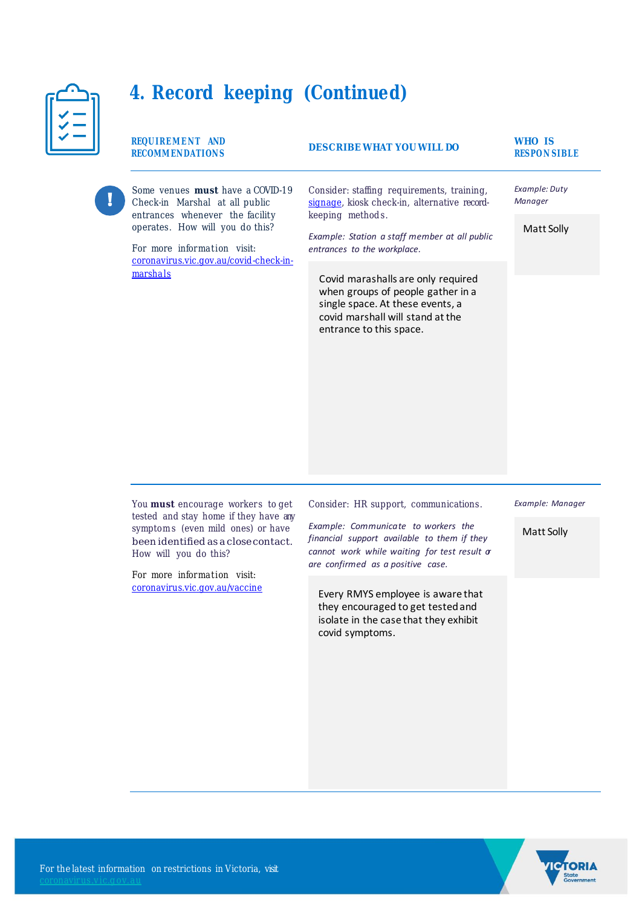# 4. Record keeping (Continued)

| REQUIREMENT AND RECOMMENDATIONS | DESCRIBE WHAT YOU WILL DO | WHO IS RESPONSIBLE |
|---|---|---|
| Some venues **must** have a COVID-19 Check-in Marshal at all public entrances whenever the facility operates. How will you do this?<br><br>For more information visit: [coronavirus.vic.gov.au/covid-check-in-marshals](coronavirus.vic.gov.au/covid-check-in-marshals) | Consider: staffing requirements, training, [signage](signage), kiosk check-in, alternative record-keeping methods.<br><br>*Example: Station a staff member at all public entrances to the workplace.*<br><br>Covid marashalls are only required when groups of people gather in a single space. At these events, a covid marshall will stand at the entrance to this space. | *Example: Duty Manager*<br><br>Matt Solly |
| You **must** encourage workers to get tested and stay home if they have any symptoms (even mild ones) or have been identified as a close contact. How will you do this?<br><br>For more information visit: [coronavirus.vic.gov.au/vaccine](coronavirus.vic.gov.au/vaccine) | Consider: HR support, communications.<br><br>*Example: Communicate to workers the financial support available to them if they cannot work while waiting for test result or are confirmed as a positive case.*<br><br>Every RMYS employee is aware that they encouraged to get tested and isolate in the case that they exhibit covid symptoms. | *Example: Manager*<br><br>Matt Solly |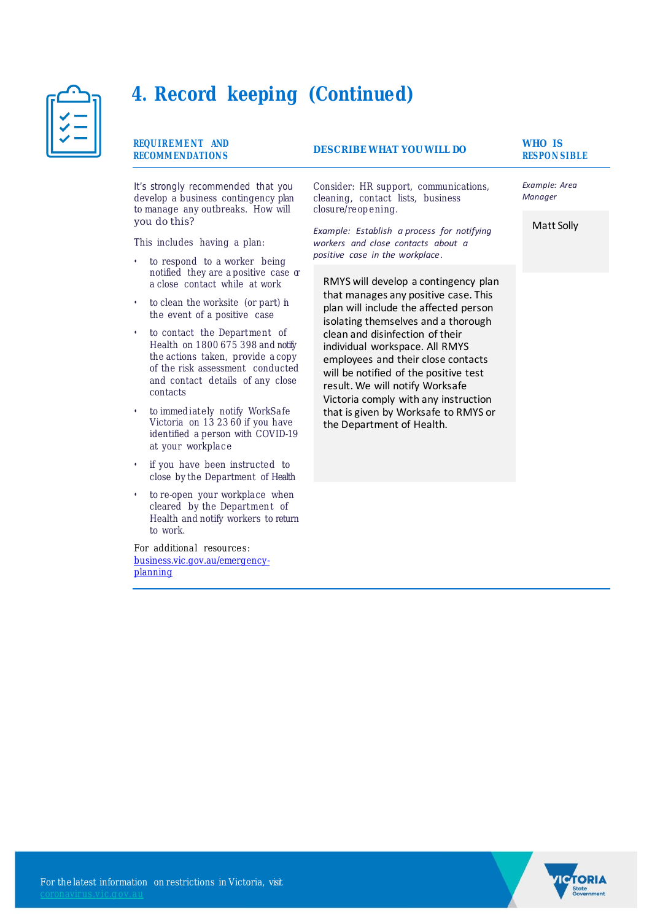# 4. Record keeping (Continued)

| REQUIREMENT AND RECOMMENDATIONS | DESCRIBE WHAT YOU WILL DO | WHO IS RESPONSIBLE |
|---|---|---|
| It's strongly recommended that you develop a business contingency plan to manage any outbreaks. How will you do this?<br><br>This includes having a plan:<br>• to respond to a worker being notified they are a positive case or a close contact while at work<br>• to clean the worksite (or part) in the event of a positive case<br>• to contact the Department of Health on 1800 675 398 and notify the actions taken, provide a copy of the risk assessment conducted and contact details of any close contacts<br>• to immediately notify WorkSafe Victoria on 13 23 60 if you have identified a person with COVID-19 at your workplace<br>• if you have been instructed to close by the Department of Health<br>• to re-open your workplace when cleared by the Department of Health and notify workers to return to work.<br><br>For additional resources: [business.vic.gov.au/emergency-planning](business.vic.gov.au/emergency-planning) | Consider: HR support, communications, cleaning, contact lists, business closure/reopening.<br><br>*Example: Establish a process for notifying workers and close contacts about a positive case in the workplace.*<br><br>RMYS will develop a contingency plan that manages any positive case. This plan will include the affected person isolating themselves and a thorough clean and disinfection of their individual workspace. All RMYS employees and their close contacts will be notified of the positive test result. We will notify Worksafe Victoria comply with any instruction that is given by Worksafe to RMYS or the Department of Health. | *Example: Area Manager*<br><br>Matt Solly |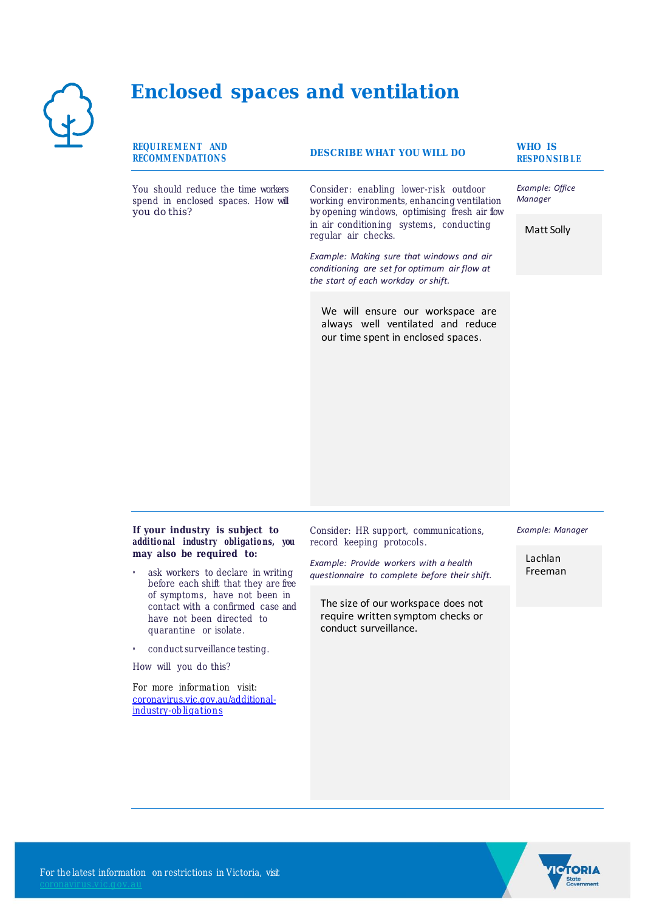# Enclosed spaces and ventilation

| REQUIREMENT AND RECOMMENDATIONS | DESCRIBE WHAT YOU WILL DO | WHO IS RESPONSIBLE |
|---|---|---|
| You should reduce the time workers spend in enclosed spaces. How will you do this? | Consider: enabling lower-risk outdoor working environments, enhancing ventilation by opening windows, optimising fresh air flow in air conditioning systems, conducting regular air checks.<br><br>*Example: Making sure that windows and air conditioning are set for optimum air flow at the start of each workday or shift.*<br><br>We will ensure our workspace are always well ventilated and reduce our time spent in enclosed spaces. | *Example: Office Manager*<br><br>Matt Solly |
| **If your industry is subject to additional industry obligations, you may also be required to:**<br><br>• ask workers to declare in writing before each shift that they are free of symptoms, have not been in contact with a confirmed case and have not been directed to quarantine or isolate.<br><br>• conduct surveillance testing.<br><br>How will you do this?<br><br>For more information visit: [coronavirus.vic.gov.au/additional-industry-obligations](coronavirus.vic.gov.au/additional-industry-obligations) | Consider: HR support, communications, record keeping protocols.<br><br>*Example: Provide workers with a health questionnaire to complete before their shift.*<br><br>The size of our workspace does not require written symptom checks or conduct surveillance. | *Example: Manager*<br><br>Lachlan Freeman |

For the latest information on restrictions in Victoria, visit [coronavirus.vic.gov.au](coronavirus.vic.gov.au)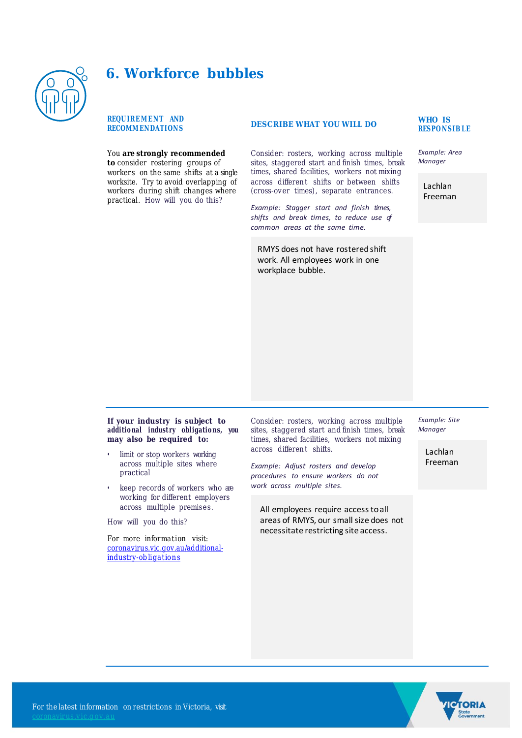# 6. Workforce bubbles

| REQUIREMENT AND RECOMMENDATIONS | DESCRIBE WHAT YOU WILL DO | WHO IS RESPONSIBLE |
|---|---|---|
| You **are strongly recommended to** consider rostering groups of workers on the same shifts at a single worksite. Try to avoid overlapping of workers during shift changes where practical. How will you do this? | Consider: rosters, working across multiple sites, staggered start and finish times, break times, shared facilities, workers not mixing across different shifts or between shifts (cross-over times), separate entrances.<br><br>*Example: Stagger start and finish times, shifts and break times, to reduce use of common areas at the same time.*<br><br>RMYS does not have rostered shift work. All employees work in one workplace bubble. | *Example: Area Manager*<br><br>Lachlan Freeman |
| **If your industry is subject to additional industry obligations, you may also be required to:**<br>• limit or stop workers working across multiple sites where practical<br>• keep records of workers who are working for different employers across multiple premises.<br><br>How will you do this?<br><br>For more information visit: coronavirus.vic.gov.au/additional-industry-obligations | Consider: rosters, working across multiple sites, staggered start and finish times, break times, shared facilities, workers not mixing across different shifts.<br><br>*Example: Adjust rosters and develop procedures to ensure workers do not work across multiple sites.*<br><br>All employees require access to all areas of RMYS, our small size does not necessitate restricting site access. | *Example: Site Manager*<br><br>Lachlan Freeman |

For the latest information on restrictions in Victoria, visit coronavirus.vic.gov.au